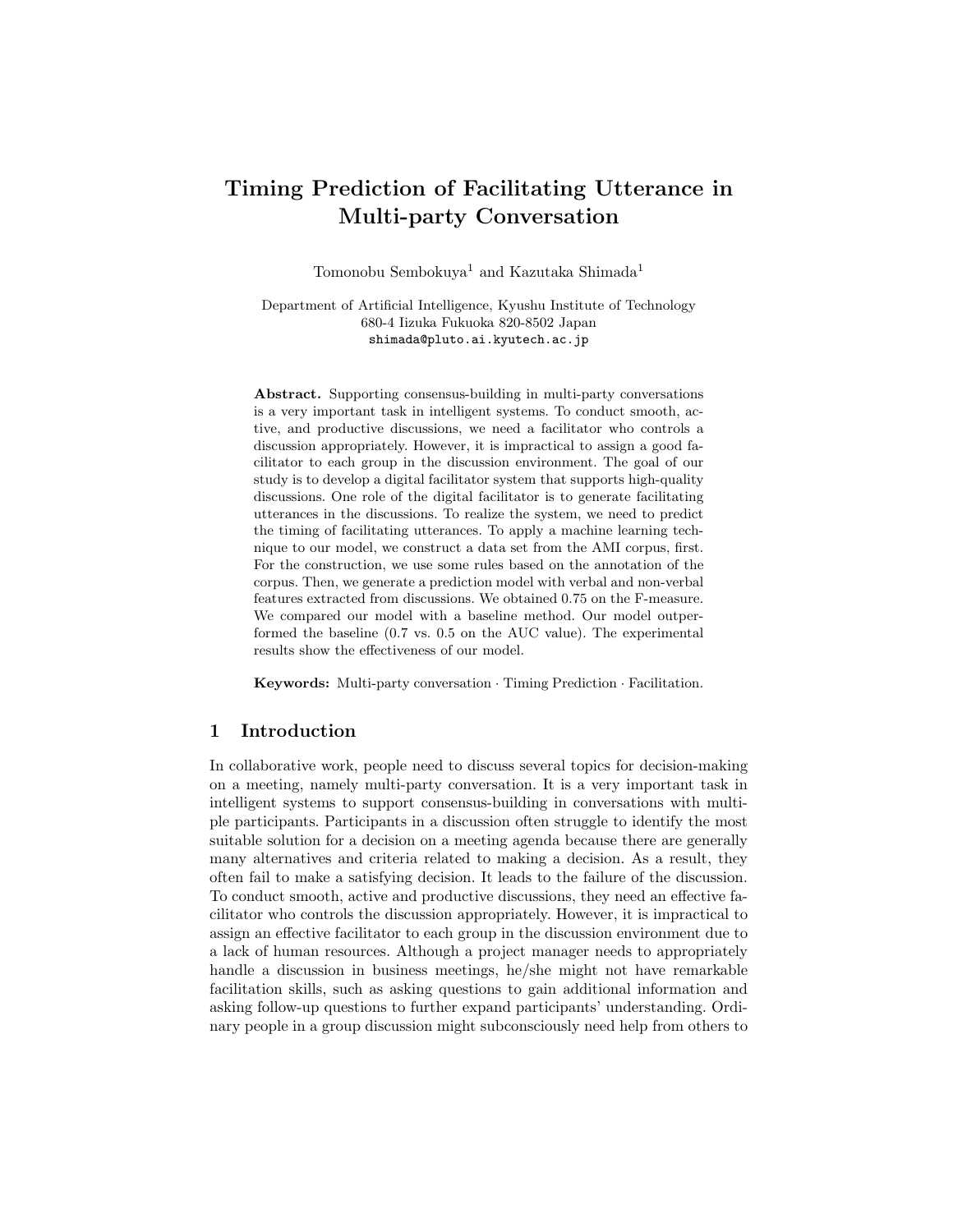# Timing Prediction of Facilitating Utterance in Multi-party Conversation

Tomonobu Sembokuya[1] and Kazutaka Shimada[1]

Department of Artificial Intelligence, Kyushu Institute of Technology
680-4 Iizuka Fukuoka 820-8502 Japan
shimada@pluto.ai.kyutech.ac.jp

**Abstract.** Supporting consensus-building in multi-party conversations is a very important task in intelligent systems. To conduct smooth, active, and productive discussions, we need a facilitator who controls a discussion appropriately. However, it is impractical to assign a good facilitator to each group in the discussion environment. The goal of our study is to develop a digital facilitator system that supports high-quality discussions. One role of the digital facilitator is to generate facilitating utterances in the discussions. To realize the system, we need to predict the timing of facilitating utterances. To apply a machine learning technique to our model, we construct a data set from the AMI corpus, first. For the construction, we use some rules based on the annotation of the corpus. Then, we generate a prediction model with verbal and non-verbal features extracted from discussions. We obtained 0.75 on the F-measure. We compared our model with a baseline method. Our model outperformed the baseline (0.7 vs. 0.5 on the AUC value). The experimental results show the effectiveness of our model.

**Keywords:** Multi-party conversation · Timing Prediction · Facilitation.

## 1 Introduction

In collaborative work, people need to discuss several topics for decision-making on a meeting, namely multi-party conversation. It is a very important task in intelligent systems to support consensus-building in conversations with multiple participants. Participants in a discussion often struggle to identify the most suitable solution for a decision on a meeting agenda because there are generally many alternatives and criteria related to making a decision. As a result, they often fail to make a satisfying decision. It leads to the failure of the discussion. To conduct smooth, active and productive discussions, they need an effective facilitator who controls the discussion appropriately. However, it is impractical to assign an effective facilitator to each group in the discussion environment due to a lack of human resources. Although a project manager needs to appropriately handle a discussion in business meetings, he/she might not have remarkable facilitation skills, such as asking questions to gain additional information and asking follow-up questions to further expand participants' understanding. Ordinary people in a group discussion might subconsciously need help from others to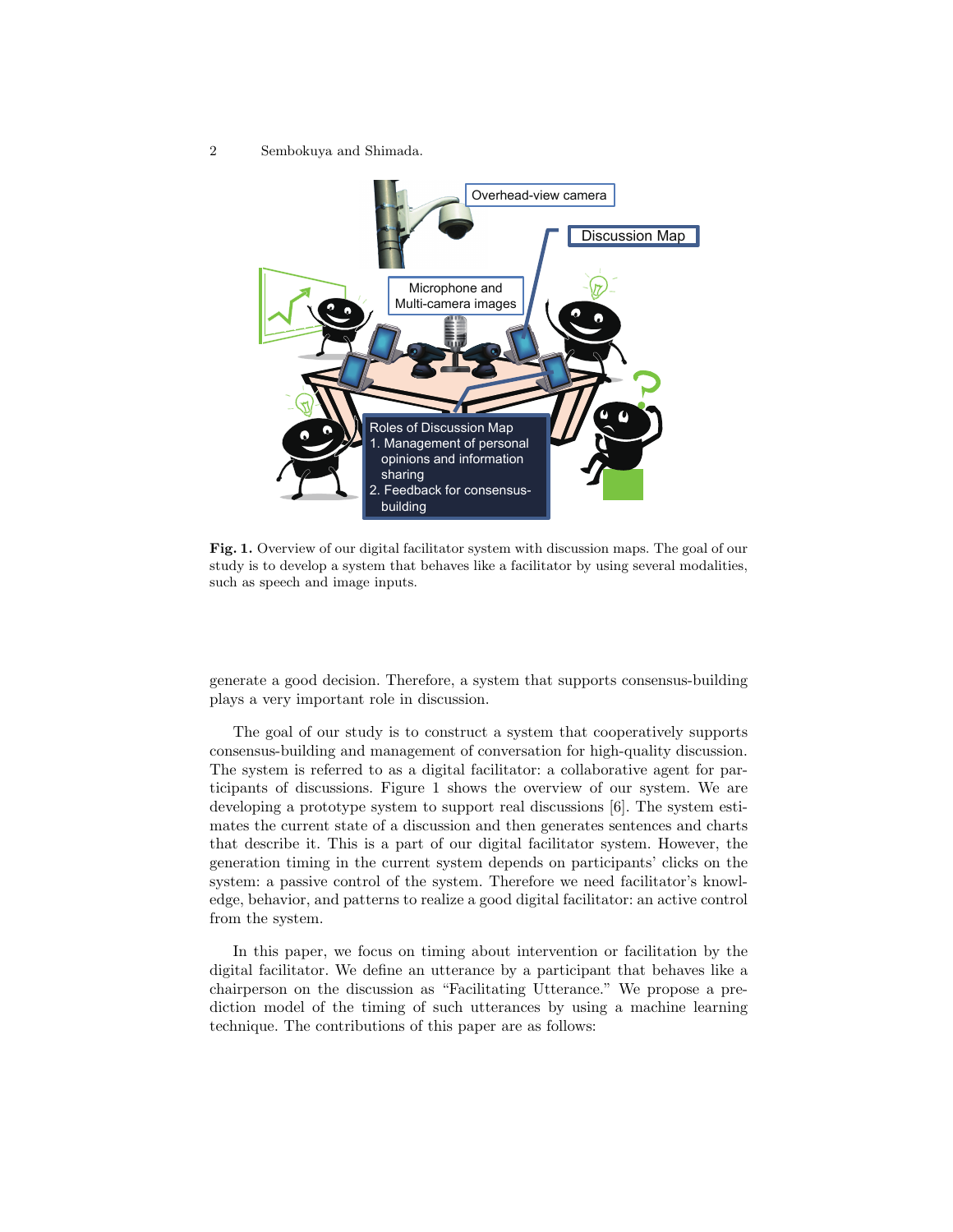Fig. 1. Overview of our digital facilitator system with discussion maps. The goal of our study is to develop a system that behaves like a facilitator by using several modalities, such as speech and image inputs.

generate a good decision. Therefore, a system that supports consensus-building plays a very important role in discussion.

The goal of our study is to construct a system that cooperatively supports consensus-building and management of conversation for high-quality discussion. The system is referred to as a digital facilitator: a collaborative agent for participants of discussions. Figure 1 shows the overview of our system. We are developing a prototype system to support real discussions [6]. The system estimates the current state of a discussion and then generates sentences and charts that describe it. This is a part of our digital facilitator system. However, the generation timing in the current system depends on participants' clicks on the system: a passive control of the system. Therefore we need facilitator's knowledge, behavior, and patterns to realize a good digital facilitator: an active control from the system.

In this paper, we focus on timing about intervention or facilitation by the digital facilitator. We define an utterance by a participant that behaves like a chairperson on the discussion as "Facilitating Utterance." We propose a prediction model of the timing of such utterances by using a machine learning technique. The contributions of this paper are as follows: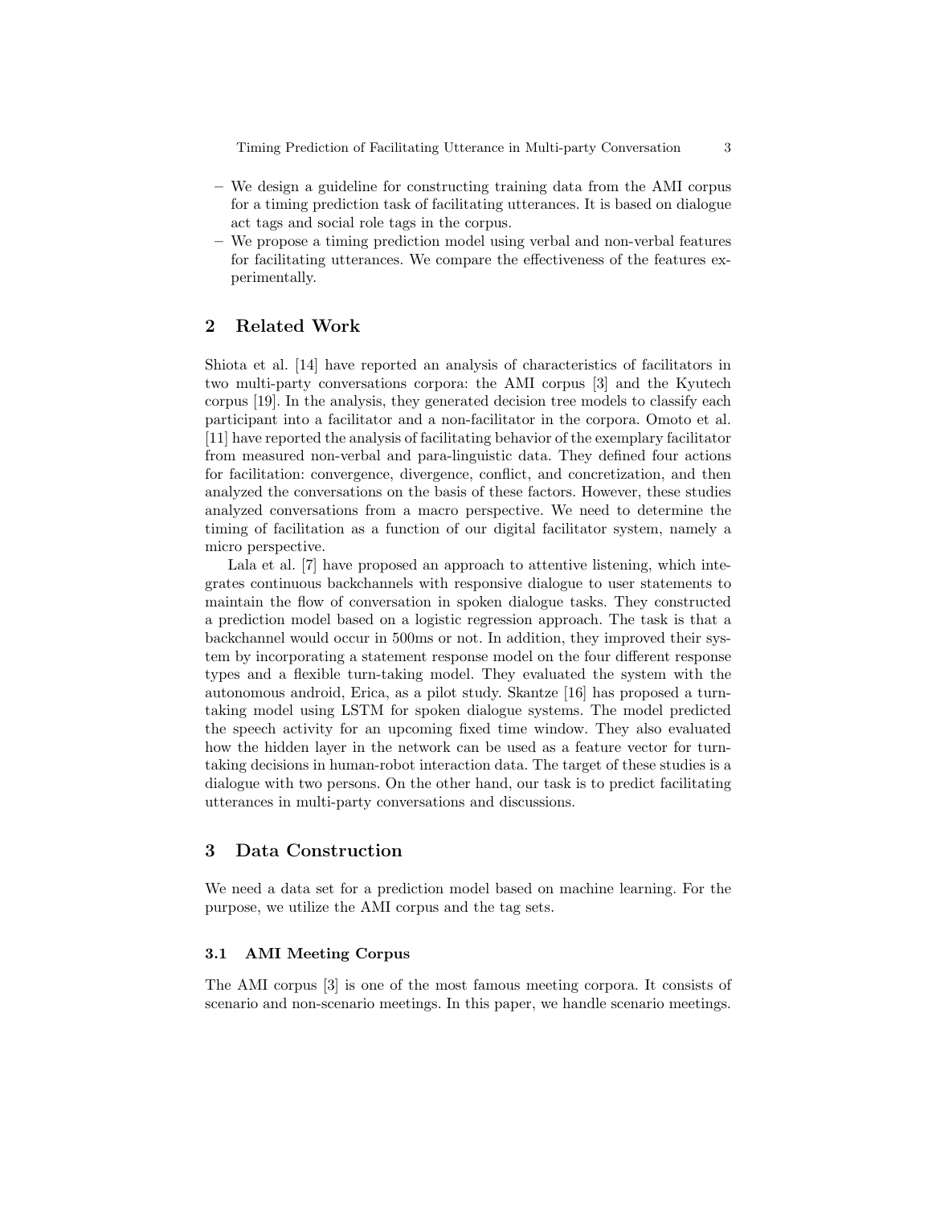- We design a guideline for constructing training data from the AMI corpus for a timing prediction task of facilitating utterances. It is based on dialogue act tags and social role tags in the corpus.
- We propose a timing prediction model using verbal and non-verbal features for facilitating utterances. We compare the effectiveness of the features experimentally.

## 2 Related Work

Shiota et al. [14] have reported an analysis of characteristics of facilitators in two multi-party conversations corpora: the AMI corpus [3] and the Kyutech corpus [19]. In the analysis, they generated decision tree models to classify each participant into a facilitator and a non-facilitator in the corpora. Omoto et al. [11] have reported the analysis of facilitating behavior of the exemplary facilitator from measured non-verbal and para-linguistic data. They defined four actions for facilitation: convergence, divergence, conflict, and concretization, and then analyzed the conversations on the basis of these factors. However, these studies analyzed conversations from a macro perspective. We need to determine the timing of facilitation as a function of our digital facilitator system, namely a micro perspective.

Lala et al. [7] have proposed an approach to attentive listening, which integrates continuous backchannels with responsive dialogue to user statements to maintain the flow of conversation in spoken dialogue tasks. They constructed a prediction model based on a logistic regression approach. The task is that a backchannel would occur in 500ms or not. In addition, they improved their system by incorporating a statement response model on the four different response types and a flexible turn-taking model. They evaluated the system with the autonomous android, Erica, as a pilot study. Skantze [16] has proposed a turn-taking model using LSTM for spoken dialogue systems. The model predicted the speech activity for an upcoming fixed time window. They also evaluated how the hidden layer in the network can be used as a feature vector for turn-taking decisions in human-robot interaction data. The target of these studies is a dialogue with two persons. On the other hand, our task is to predict facilitating utterances in multi-party conversations and discussions.

## 3 Data Construction

We need a data set for a prediction model based on machine learning. For the purpose, we utilize the AMI corpus and the tag sets.

### 3.1 AMI Meeting Corpus

The AMI corpus [3] is one of the most famous meeting corpora. It consists of scenario and non-scenario meetings. In this paper, we handle scenario meetings.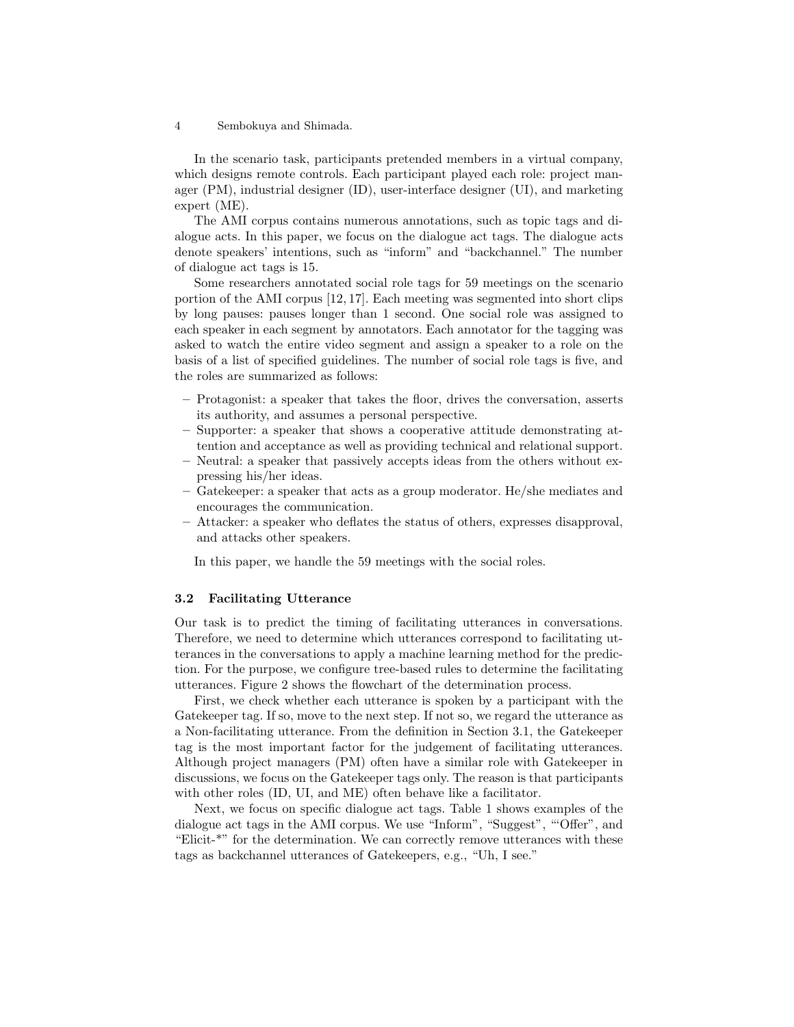In the scenario task, participants pretended members in a virtual company, which designs remote controls. Each participant played each role: project manager (PM), industrial designer (ID), user-interface designer (UI), and marketing expert (ME).

The AMI corpus contains numerous annotations, such as topic tags and dialogue acts. In this paper, we focus on the dialogue act tags. The dialogue acts denote speakers' intentions, such as "inform" and "backchannel." The number of dialogue act tags is 15.

Some researchers annotated social role tags for 59 meetings on the scenario portion of the AMI corpus [12, 17]. Each meeting was segmented into short clips by long pauses: pauses longer than 1 second. One social role was assigned to each speaker in each segment by annotators. Each annotator for the tagging was asked to watch the entire video segment and assign a speaker to a role on the basis of a list of specified guidelines. The number of social role tags is five, and the roles are summarized as follows:

- Protagonist: a speaker that takes the floor, drives the conversation, asserts its authority, and assumes a personal perspective.
- Supporter: a speaker that shows a cooperative attitude demonstrating attention and acceptance as well as providing technical and relational support.
- Neutral: a speaker that passively accepts ideas from the others without expressing his/her ideas.
- Gatekeeper: a speaker that acts as a group moderator. He/she mediates and encourages the communication.
- Attacker: a speaker who deflates the status of others, expresses disapproval, and attacks other speakers.

In this paper, we handle the 59 meetings with the social roles.

### 3.2 Facilitating Utterance

Our task is to predict the timing of facilitating utterances in conversations. Therefore, we need to determine which utterances correspond to facilitating utterances in the conversations to apply a machine learning method for the prediction. For the purpose, we configure tree-based rules to determine the facilitating utterances. Figure 2 shows the flowchart of the determination process.

First, we check whether each utterance is spoken by a participant with the Gatekeeper tag. If so, move to the next step. If not so, we regard the utterance as a Non-facilitating utterance. From the definition in Section 3.1, the Gatekeeper tag is the most important factor for the judgement of facilitating utterances. Although project managers (PM) often have a similar role with Gatekeeper in discussions, we focus on the Gatekeeper tags only. The reason is that participants with other roles (ID, UI, and ME) often behave like a facilitator.

Next, we focus on specific dialogue act tags. Table 1 shows examples of the dialogue act tags in the AMI corpus. We use "Inform", "Suggest", "'Offer", and "Elicit-*" for the determination. We can correctly remove utterances with these tags as backchannel utterances of Gatekeepers, e.g., "Uh, I see."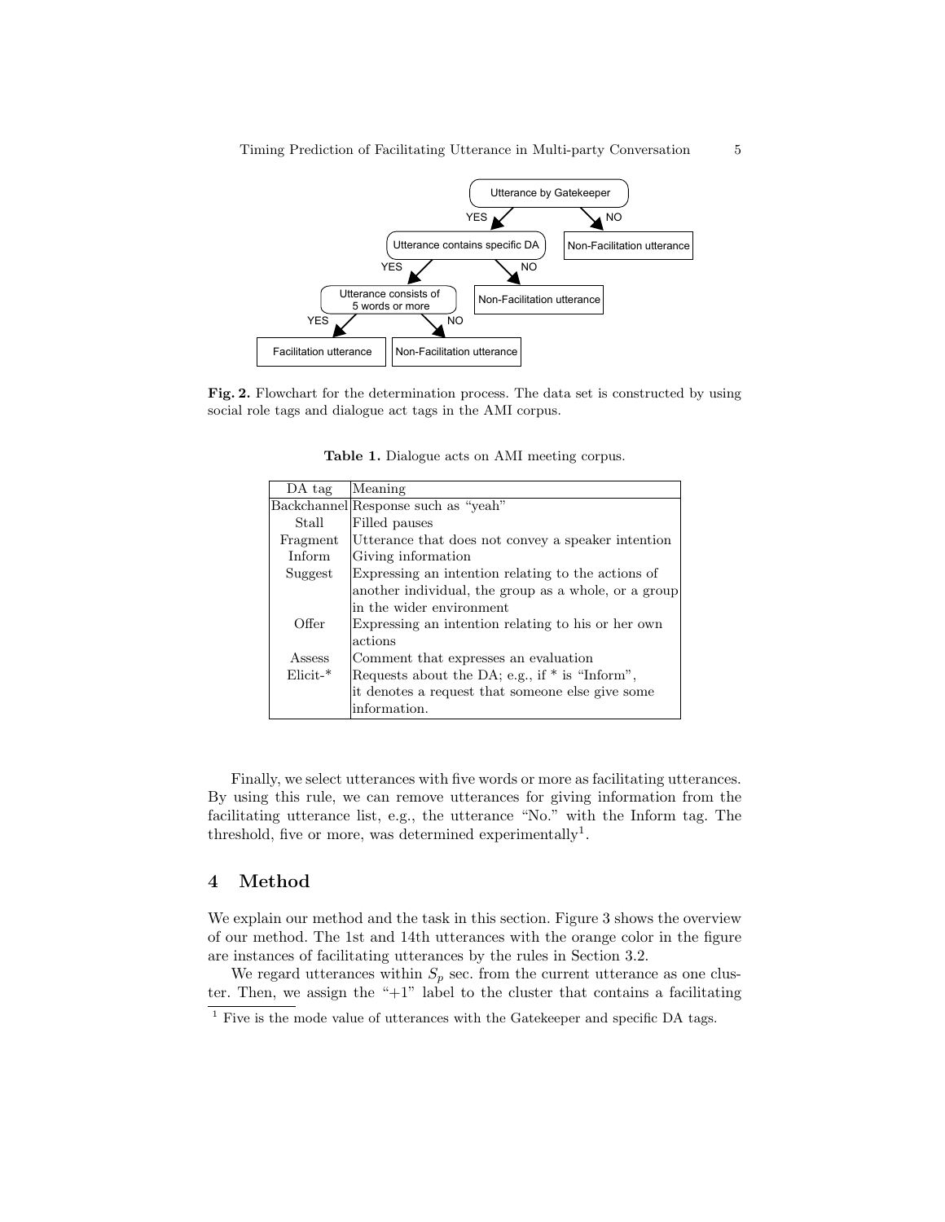**Fig. 2.** Flowchart for the determination process. The data set is constructed by using social role tags and dialogue act tags in the AMI corpus.

**Table 1.** Dialogue acts on AMI meeting corpus.

| DA tag | Meaning |
|---|---|
| Backchannel | Response such as "yeah" |
| Stall | Filled pauses |
| Fragment | Utterance that does not convey a speaker intention |
| Inform | Giving information |
| Suggest | Expressing an intention relating to the actions of another individual, the group as a whole, or a group in the wider environment |
| Offer | Expressing an intention relating to his or her own actions |
| Assess | Comment that expresses an evaluation |
| Elicit-* | Requests about the DA; e.g., if * is "Inform", it denotes a request that someone else give some information. |

Finally, we select utterances with five words or more as facilitating utterances. By using this rule, we can remove utterances for giving information from the facilitating utterance list, e.g., the utterance "No." with the Inform tag. The threshold, five or more, was determined experimentally[1].

## 4 Method

We explain our method and the task in this section. Figure 3 shows the overview of our method. The 1st and 14th utterances with the orange color in the figure are instances of facilitating utterances by the rules in Section 3.2.

We regard utterances within $S_p$ sec. from the current utterance as one cluster. Then, we assign the "+1" label to the cluster that contains a facilitating

[1] Five is the mode value of utterances with the Gatekeeper and specific DA tags.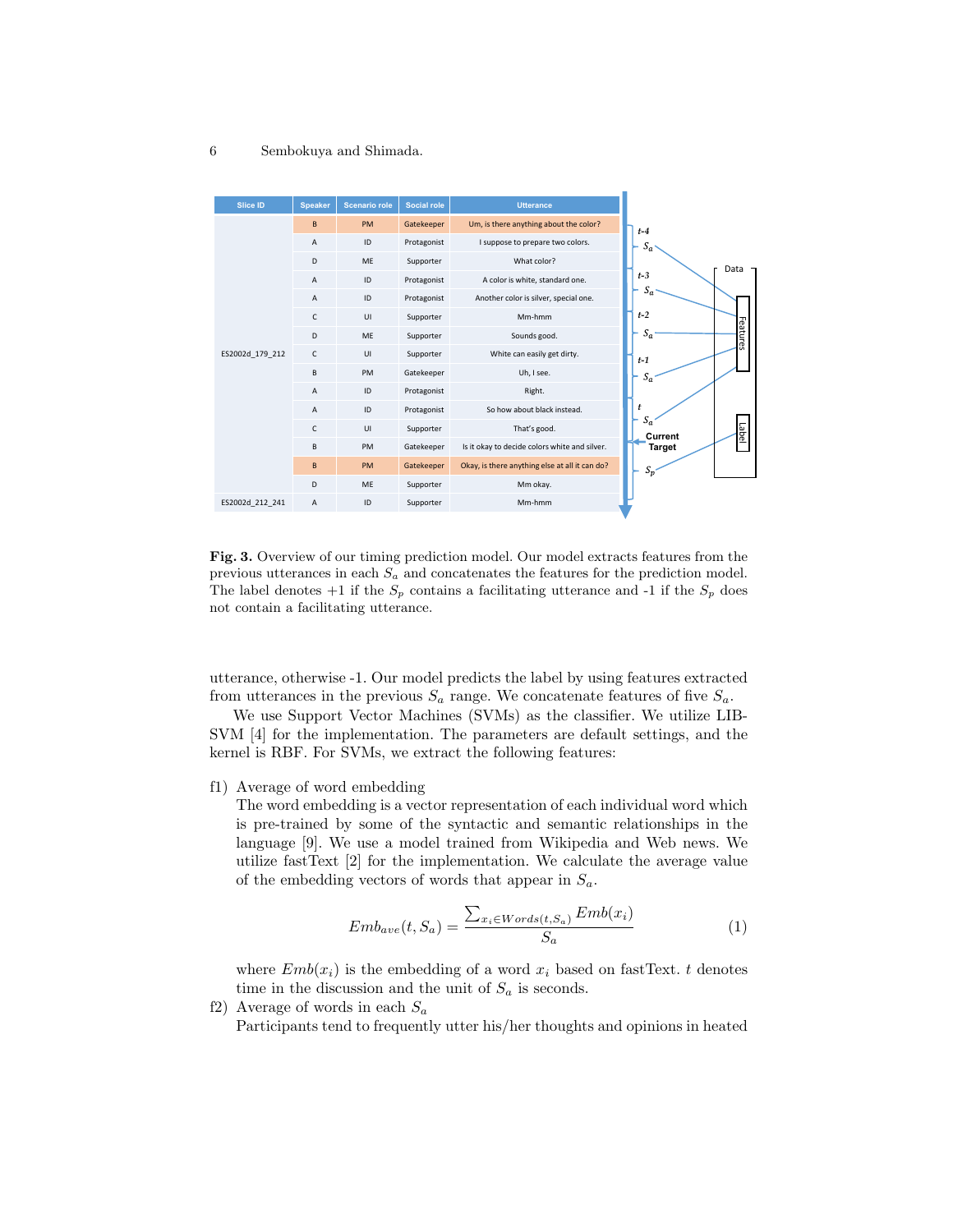| Slice ID | Speaker | Scenario role | Social role | Utterance |
|---|---|---|---|---|
| ES2002d_179_212 | B | PM | Gatekeeper | Um, is there anything about the color? |
| | A | ID | Protagonist | I suppose to prepare two colors. |
| | D | ME | Supporter | What color? |
| | A | ID | Protagonist | A color is white, standard one. |
| | A | ID | Protagonist | Another color is silver, special one. |
| | C | UI | Supporter | Mm-hmm |
| | D | ME | Supporter | Sounds good. |
| | C | UI | Supporter | White can easily get dirty. |
| | B | PM | Gatekeeper | Uh, I see. |
| | A | ID | Protagonist | Right. |
| | A | ID | Protagonist | So how about black instead. |
| | C | UI | Supporter | That's good. |
| | B | PM | Gatekeeper | Is it okay to decide colors white and silver. |
| | B | PM | Gatekeeper | Okay, is there anything else at all it can do? |
| | D | ME | Supporter | Mm okay. |
| ES2002d_212_241 | A | ID | Supporter | Mm-hmm |

**Fig. 3.** Overview of our timing prediction model. Our model extracts features from the previous utterances in each $S_a$ and concatenates the features for the prediction model. The label denotes +1 if the $S_p$ contains a facilitating utterance and -1 if the $S_p$ does not contain a facilitating utterance.

utterance, otherwise -1. Our model predicts the label by using features extracted from utterances in the previous $S_a$ range. We concatenate features of five $S_a$.

We use Support Vector Machines (SVMs) as the classifier. We utilize LIBSVM [4] for the implementation. The parameters are default settings, and the kernel is RBF. For SVMs, we extract the following features:

f1) Average of word embedding
The word embedding is a vector representation of each individual word which is pre-trained by some of the syntactic and semantic relationships in the language [9]. We use a model trained from Wikipedia and Web news. We utilize fastText [2] for the implementation. We calculate the average value of the embedding vectors of words that appear in $S_a$.

$$Emb_{ave}(t, S_a) = \frac{\sum_{x_i \in Words(t,S_a)} Emb(x_i)}{S_a} \tag{1}$$

where $Emb(x_i)$ is the embedding of a word $x_i$ based on fastText. $t$ denotes time in the discussion and the unit of $S_a$ is seconds.

f2) Average of words in each $S_a$
Participants tend to frequently utter his/her thoughts and opinions in heated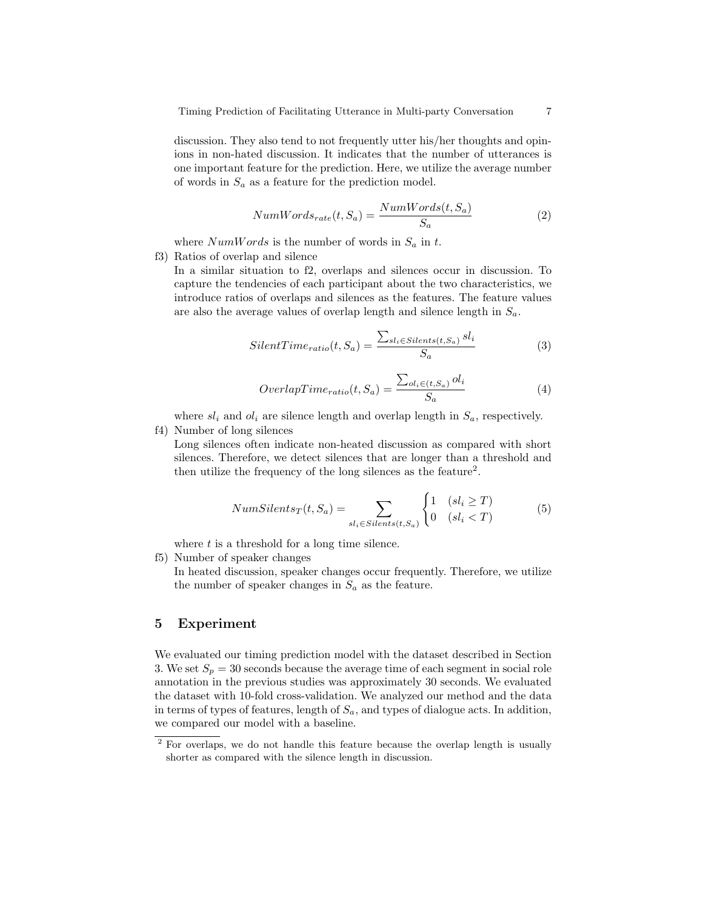discussion. They also tend to not frequently utter his/her thoughts and opinions in non-hated discussion. It indicates that the number of utterances is one important feature for the prediction. Here, we utilize the average number of words in $S_a$ as a feature for the prediction model.

$$NumWords_{rate}(t, S_a) = \frac{NumWords(t, S_a)}{S_a} \tag{2}$$

where $NumWords$ is the number of words in $S_a$ in $t$.

f3) Ratios of overlap and silence
In a similar situation to f2, overlaps and silences occur in discussion. To capture the tendencies of each participant about the two characteristics, we introduce ratios of overlaps and silences as the features. The feature values are also the average values of overlap length and silence length in $S_a$.

$$SilentTime_{ratio}(t, S_a) = \frac{\sum_{sl_i \in Silents(t,S_a)} sl_i}{S_a} \tag{3}$$

$$OverlapTime_{ratio}(t, S_a) = \frac{\sum_{ol_i \in (t,S_a)} ol_i}{S_a} \tag{4}$$

where $sl_i$ and $ol_i$ are silence length and overlap length in $S_a$, respectively.

f4) Number of long silences
Long silences often indicate non-heated discussion as compared with short silences. Therefore, we detect silences that are longer than a threshold and then utilize the frequency of the long silences as the feature[2].

$$NumSilents_T(t, S_a) = \sum_{sl_i \in Silents(t,S_a)} \begin{cases} 1 & (sl_i \geq T) \\ 0 & (sl_i < T) \end{cases} \tag{5}$$

where $t$ is a threshold for a long time silence.

f5) Number of speaker changes
In heated discussion, speaker changes occur frequently. Therefore, we utilize the number of speaker changes in $S_a$ as the feature.

## 5 Experiment

We evaluated our timing prediction model with the dataset described in Section 3. We set $S_p = 30$ seconds because the average time of each segment in social role annotation in the previous studies was approximately 30 seconds. We evaluated the dataset with 10-fold cross-validation. We analyzed our method and the data in terms of types of features, length of $S_a$, and types of dialogue acts. In addition, we compared our model with a baseline.

[2] For overlaps, we do not handle this feature because the overlap length is usually shorter as compared with the silence length in discussion.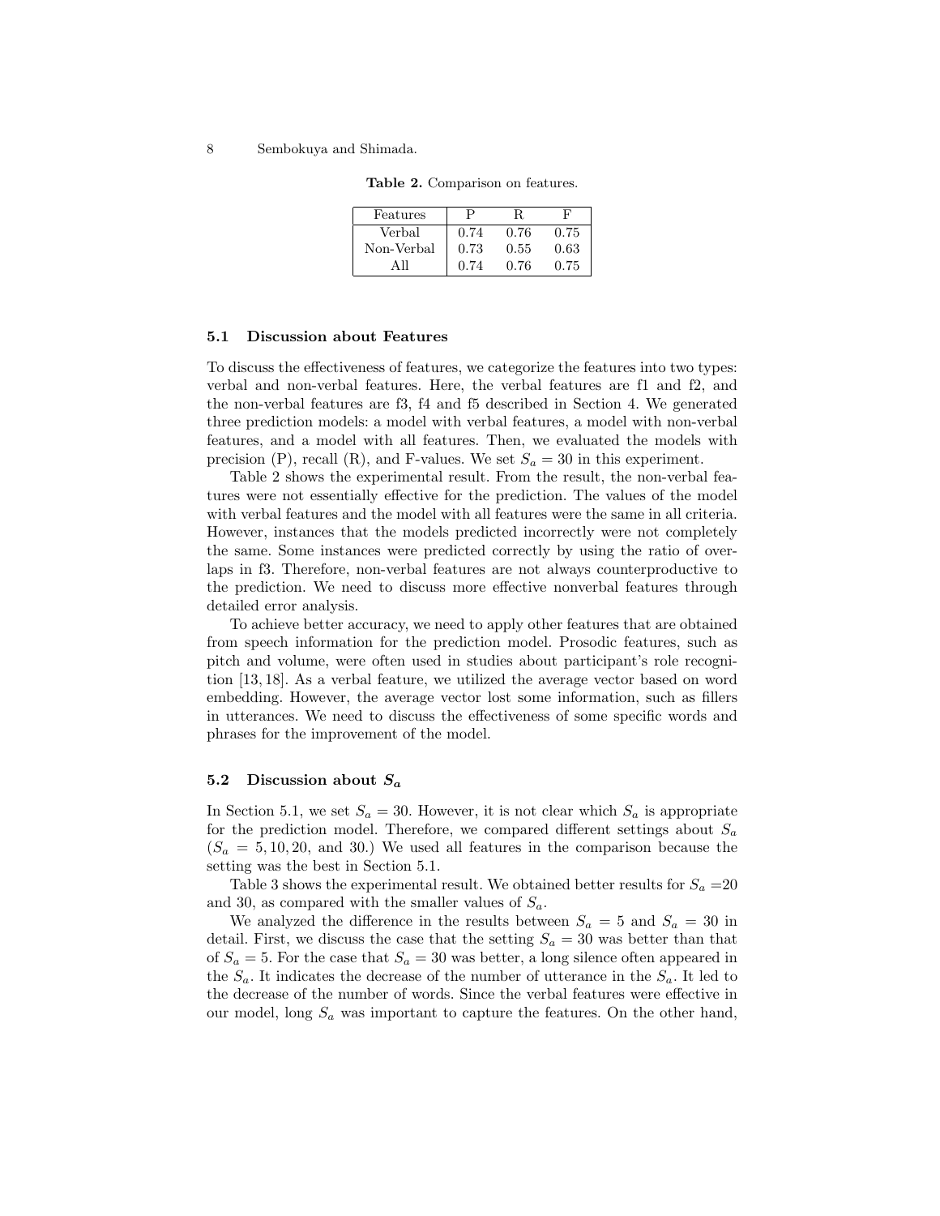**Table 2.** Comparison on features.

| Features | P | R | F |
|---|---|---|---|
| Verbal | 0.74 | 0.76 | 0.75 |
| Non-Verbal | 0.73 | 0.55 | 0.63 |
| All | 0.74 | 0.76 | 0.75 |

### 5.1 Discussion about Features

To discuss the effectiveness of features, we categorize the features into two types: verbal and non-verbal features. Here, the verbal features are f1 and f2, and the non-verbal features are f3, f4 and f5 described in Section 4. We generated three prediction models: a model with verbal features, a model with non-verbal features, and a model with all features. Then, we evaluated the models with precision (P), recall (R), and F-values. We set $S_a = 30$ in this experiment.

Table 2 shows the experimental result. From the result, the non-verbal features were not essentially effective for the prediction. The values of the model with verbal features and the model with all features were the same in all criteria. However, instances that the models predicted incorrectly were not completely the same. Some instances were predicted correctly by using the ratio of overlaps in f3. Therefore, non-verbal features are not always counterproductive to the prediction. We need to discuss more effective nonverbal features through detailed error analysis.

To achieve better accuracy, we need to apply other features that are obtained from speech information for the prediction model. Prosodic features, such as pitch and volume, were often used in studies about participant's role recognition [13, 18]. As a verbal feature, we utilized the average vector based on word embedding. However, the average vector lost some information, such as fillers in utterances. We need to discuss the effectiveness of some specific words and phrases for the improvement of the model.

### 5.2 Discussion about $S_a$

In Section 5.1, we set $S_a = 30$. However, it is not clear which $S_a$ is appropriate for the prediction model. Therefore, we compared different settings about $S_a$ ($S_a = 5, 10, 20,$ and $30$.) We used all features in the comparison because the setting was the best in Section 5.1.

Table 3 shows the experimental result. We obtained better results for $S_a$ =20 and 30, as compared with the smaller values of $S_a$.

We analyzed the difference in the results between $S_a = 5$ and $S_a = 30$ in detail. First, we discuss the case that the setting $S_a = 30$ was better than that of $S_a = 5$. For the case that $S_a = 30$ was better, a long silence often appeared in the $S_a$. It indicates the decrease of the number of utterance in the $S_a$. It led to the decrease of the number of words. Since the verbal features were effective in our model, long $S_a$ was important to capture the features. On the other hand,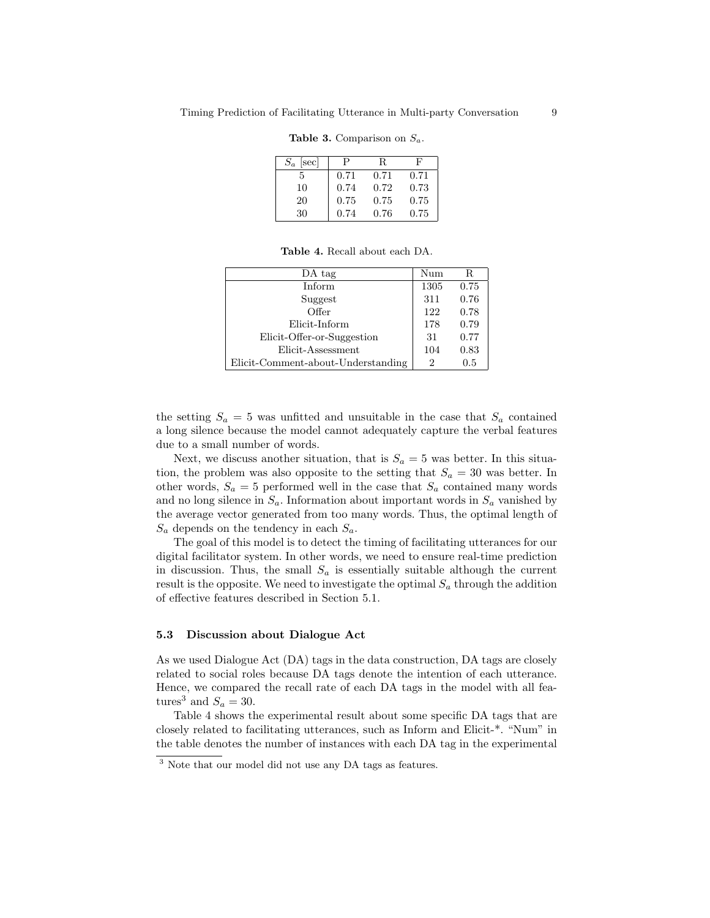**Table 3.** Comparison on $S_a$.

| $S_a$ [sec] | P | R | F |
|---|---|---|---|
| 5 | 0.71 | 0.71 | 0.71 |
| 10 | 0.74 | 0.72 | 0.73 |
| 20 | 0.75 | 0.75 | 0.75 |
| 30 | 0.74 | 0.76 | 0.75 |

**Table 4.** Recall about each DA.

| DA tag | Num | R |
|---|---|---|
| Inform | 1305 | 0.75 |
| Suggest | 311 | 0.76 |
| Offer | 122 | 0.78 |
| Elicit-Inform | 178 | 0.79 |
| Elicit-Offer-or-Suggestion | 31 | 0.77 |
| Elicit-Assessment | 104 | 0.83 |
| Elicit-Comment-about-Understanding | 2 | 0.5 |

the setting $S_a = 5$ was unfitted and unsuitable in the case that $S_a$ contained a long silence because the model cannot adequately capture the verbal features due to a small number of words.

Next, we discuss another situation, that is $S_a = 5$ was better. In this situation, the problem was also opposite to the setting that $S_a = 30$ was better. In other words, $S_a = 5$ performed well in the case that $S_a$ contained many words and no long silence in $S_a$. Information about important words in $S_a$ vanished by the average vector generated from too many words. Thus, the optimal length of $S_a$ depends on the tendency in each $S_a$.

The goal of this model is to detect the timing of facilitating utterances for our digital facilitator system. In other words, we need to ensure real-time prediction in discussion. Thus, the small $S_a$ is essentially suitable although the current result is the opposite. We need to investigate the optimal $S_a$ through the addition of effective features described in Section 5.1.

### 5.3 Discussion about Dialogue Act

As we used Dialogue Act (DA) tags in the data construction, DA tags are closely related to social roles because DA tags denote the intention of each utterance. Hence, we compared the recall rate of each DA tags in the model with all features[3] and $S_a = 30$.

Table 4 shows the experimental result about some specific DA tags that are closely related to facilitating utterances, such as Inform and Elicit-*. "Num" in the table denotes the number of instances with each DA tag in the experimental

[3] Note that our model did not use any DA tags as features.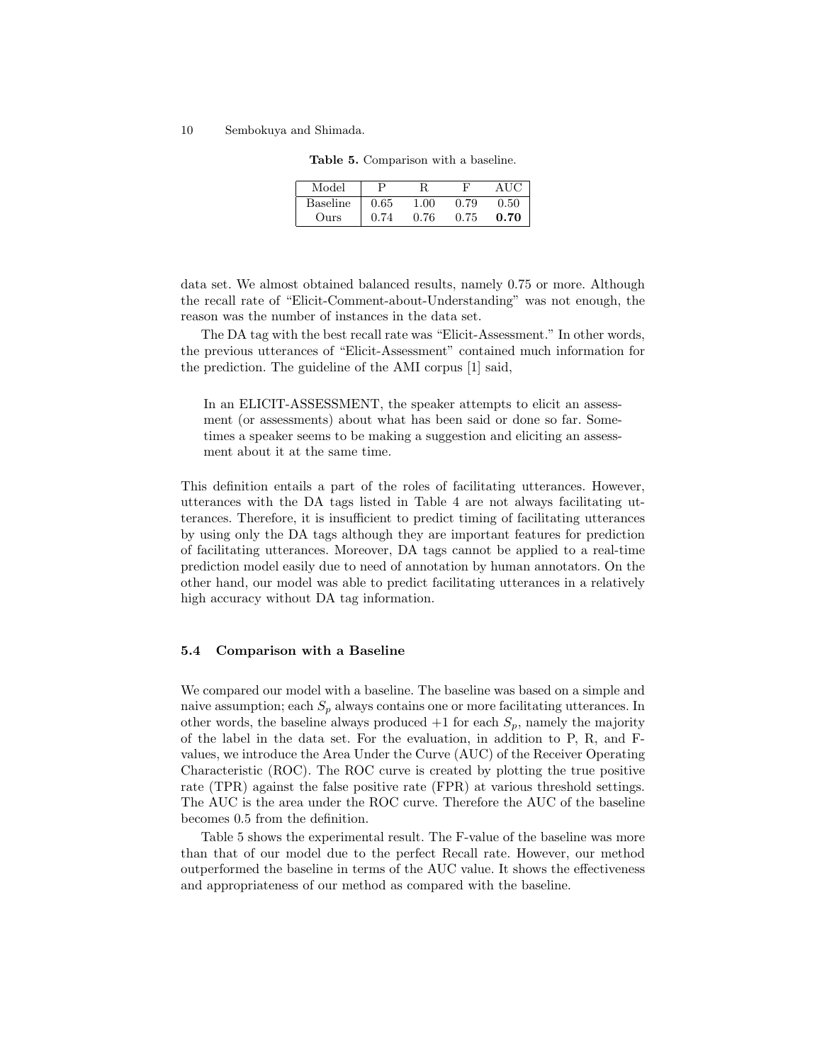**Table 5.** Comparison with a baseline.

| Model | P | R | F | AUC |
| --- | --- | --- | --- | --- |
| Baseline | 0.65 | 1.00 | 0.79 | 0.50 |
| Ours | 0.74 | 0.76 | 0.75 | **0.70** |

data set. We almost obtained balanced results, namely 0.75 or more. Although the recall rate of "Elicit-Comment-about-Understanding" was not enough, the reason was the number of instances in the data set.

The DA tag with the best recall rate was "Elicit-Assessment." In other words, the previous utterances of "Elicit-Assessment" contained much information for the prediction. The guideline of the AMI corpus [1] said,

> In an ELICIT-ASSESSMENT, the speaker attempts to elicit an assessment (or assessments) about what has been said or done so far. Sometimes a speaker seems to be making a suggestion and eliciting an assessment about it at the same time.

This definition entails a part of the roles of facilitating utterances. However, utterances with the DA tags listed in Table 4 are not always facilitating utterances. Therefore, it is insufficient to predict timing of facilitating utterances by using only the DA tags although they are important features for prediction of facilitating utterances. Moreover, DA tags cannot be applied to a real-time prediction model easily due to need of annotation by human annotators. On the other hand, our model was able to predict facilitating utterances in a relatively high accuracy without DA tag information.

### 5.4 Comparison with a Baseline

We compared our model with a baseline. The baseline was based on a simple and naive assumption; each $S_p$ always contains one or more facilitating utterances. In other words, the baseline always produced +1 for each $S_p$, namely the majority of the label in the data set. For the evaluation, in addition to P, R, and F-values, we introduce the Area Under the Curve (AUC) of the Receiver Operating Characteristic (ROC). The ROC curve is created by plotting the true positive rate (TPR) against the false positive rate (FPR) at various threshold settings. The AUC is the area under the ROC curve. Therefore the AUC of the baseline becomes 0.5 from the definition.

Table 5 shows the experimental result. The F-value of the baseline was more than that of our model due to the perfect Recall rate. However, our method outperformed the baseline in terms of the AUC value. It shows the effectiveness and appropriateness of our method as compared with the baseline.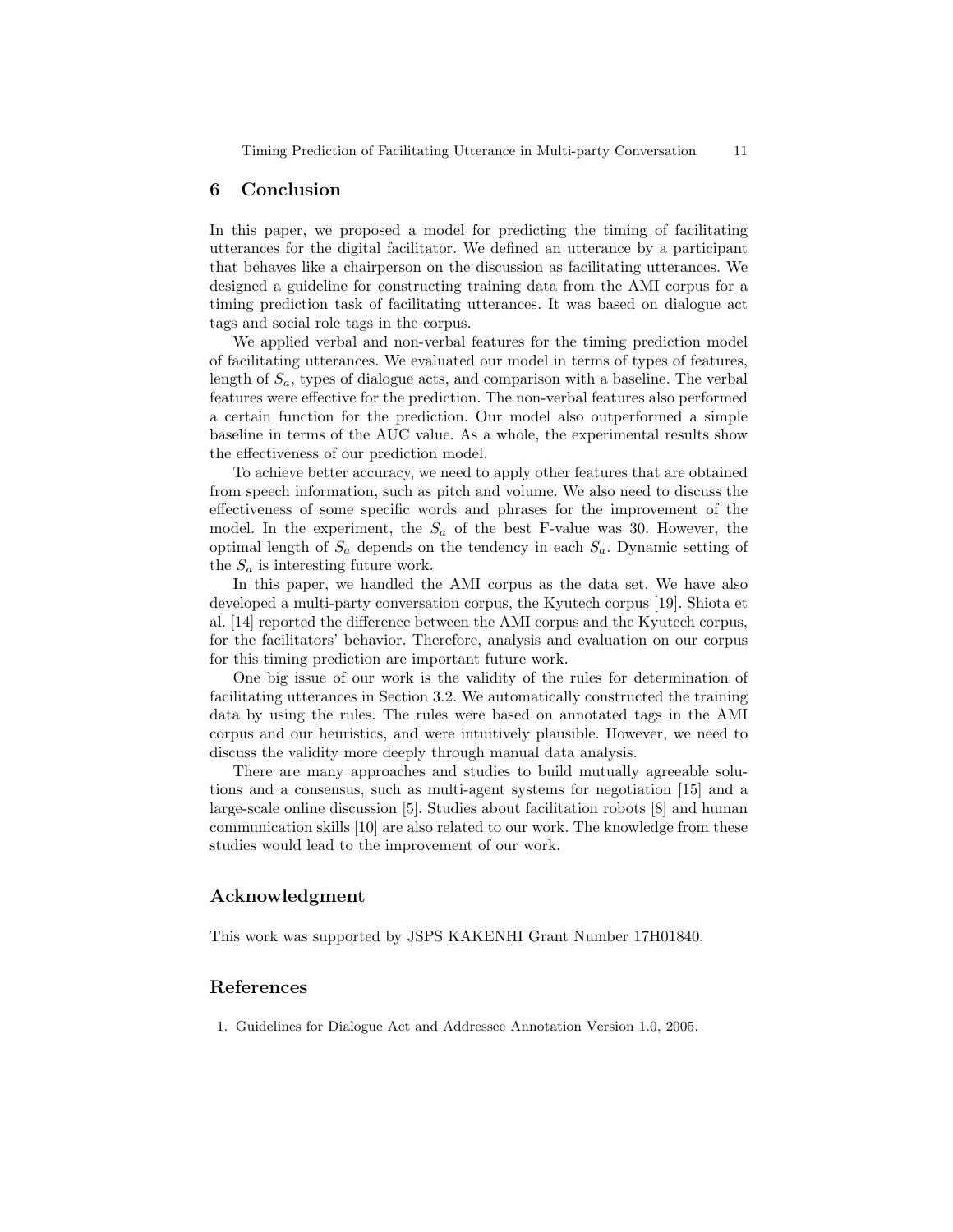## 6 Conclusion

In this paper, we proposed a model for predicting the timing of facilitating utterances for the digital facilitator. We defined an utterance by a participant that behaves like a chairperson on the discussion as facilitating utterances. We designed a guideline for constructing training data from the AMI corpus for a timing prediction task of facilitating utterances. It was based on dialogue act tags and social role tags in the corpus.

We applied verbal and non-verbal features for the timing prediction model of facilitating utterances. We evaluated our model in terms of types of features, length of $S_a$, types of dialogue acts, and comparison with a baseline. The verbal features were effective for the prediction. The non-verbal features also performed a certain function for the prediction. Our model also outperformed a simple baseline in terms of the AUC value. As a whole, the experimental results show the effectiveness of our prediction model.

To achieve better accuracy, we need to apply other features that are obtained from speech information, such as pitch and volume. We also need to discuss the effectiveness of some specific words and phrases for the improvement of the model. In the experiment, the $S_a$ of the best F-value was 30. However, the optimal length of $S_a$ depends on the tendency in each $S_a$. Dynamic setting of the $S_a$ is interesting future work.

In this paper, we handled the AMI corpus as the data set. We have also developed a multi-party conversation corpus, the Kyutech corpus [19]. Shiota et al. [14] reported the difference between the AMI corpus and the Kyutech corpus, for the facilitators' behavior. Therefore, analysis and evaluation on our corpus for this timing prediction are important future work.

One big issue of our work is the validity of the rules for determination of facilitating utterances in Section 3.2. We automatically constructed the training data by using the rules. The rules were based on annotated tags in the AMI corpus and our heuristics, and were intuitively plausible. However, we need to discuss the validity more deeply through manual data analysis.

There are many approaches and studies to build mutually agreeable solutions and a consensus, such as multi-agent systems for negotiation [15] and a large-scale online discussion [5]. Studies about facilitation robots [8] and human communication skills [10] are also related to our work. The knowledge from these studies would lead to the improvement of our work.

## Acknowledgment

This work was supported by JSPS KAKENHI Grant Number 17H01840.

## References

1. Guidelines for Dialogue Act and Addressee Annotation Version 1.0, 2005.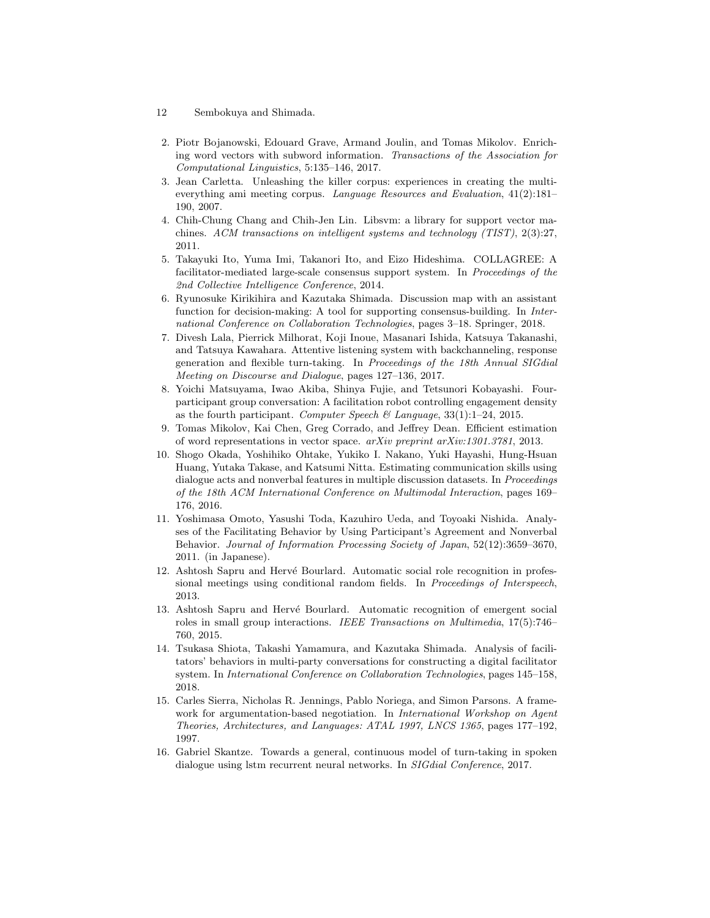2. Piotr Bojanowski, Edouard Grave, Armand Joulin, and Tomas Mikolov. Enriching word vectors with subword information. *Transactions of the Association for Computational Linguistics*, 5:135–146, 2017.
3. Jean Carletta. Unleashing the killer corpus: experiences in creating the multi-everything ami meeting corpus. *Language Resources and Evaluation*, 41(2):181–190, 2007.
4. Chih-Chung Chang and Chih-Jen Lin. Libsvm: a library for support vector machines. *ACM transactions on intelligent systems and technology (TIST)*, 2(3):27, 2011.
5. Takayuki Ito, Yuma Imi, Takanori Ito, and Eizo Hideshima. COLLAGREE: A facilitator-mediated large-scale consensus support system. In *Proceedings of the 2nd Collective Intelligence Conference*, 2014.
6. Ryunosuke Kirikihira and Kazutaka Shimada. Discussion map with an assistant function for decision-making: A tool for supporting consensus-building. In *International Conference on Collaboration Technologies*, pages 3–18. Springer, 2018.
7. Divesh Lala, Pierrick Milhorat, Koji Inoue, Masanari Ishida, Katsuya Takanashi, and Tatsuya Kawahara. Attentive listening system with backchanneling, response generation and flexible turn-taking. In *Proceedings of the 18th Annual SIGdial Meeting on Discourse and Dialogue*, pages 127–136, 2017.
8. Yoichi Matsuyama, Iwao Akiba, Shinya Fujie, and Tetsunori Kobayashi. Four-participant group conversation: A facilitation robot controlling engagement density as the fourth participant. *Computer Speech & Language*, 33(1):1–24, 2015.
9. Tomas Mikolov, Kai Chen, Greg Corrado, and Jeffrey Dean. Efficient estimation of word representations in vector space. *arXiv preprint arXiv:1301.3781*, 2013.
10. Shogo Okada, Yoshihiko Ohtake, Yukiko I. Nakano, Yuki Hayashi, Hung-Hsuan Huang, Yutaka Takase, and Katsumi Nitta. Estimating communication skills using dialogue acts and nonverbal features in multiple discussion datasets. In *Proceedings of the 18th ACM International Conference on Multimodal Interaction*, pages 169–176, 2016.
11. Yoshimasa Omoto, Yasushi Toda, Kazuhiro Ueda, and Toyoaki Nishida. Analyses of the Facilitating Behavior by Using Participant's Agreement and Nonverbal Behavior. *Journal of Information Processing Society of Japan*, 52(12):3659–3670, 2011. (in Japanese).
12. Ashtosh Sapru and Hervé Bourlard. Automatic social role recognition in professional meetings using conditional random fields. In *Proceedings of Interspeech*, 2013.
13. Ashtosh Sapru and Hervé Bourlard. Automatic recognition of emergent social roles in small group interactions. *IEEE Transactions on Multimedia*, 17(5):746–760, 2015.
14. Tsukasa Shiota, Takashi Yamamura, and Kazutaka Shimada. Analysis of facilitators' behaviors in multi-party conversations for constructing a digital facilitator system. In *International Conference on Collaboration Technologies*, pages 145–158, 2018.
15. Carles Sierra, Nicholas R. Jennings, Pablo Noriega, and Simon Parsons. A framework for argumentation-based negotiation. In *International Workshop on Agent Theories, Architectures, and Languages: ATAL 1997, LNCS 1365*, pages 177–192, 1997.
16. Gabriel Skantze. Towards a general, continuous model of turn-taking in spoken dialogue using lstm recurrent neural networks. In *SIGdial Conference*, 2017.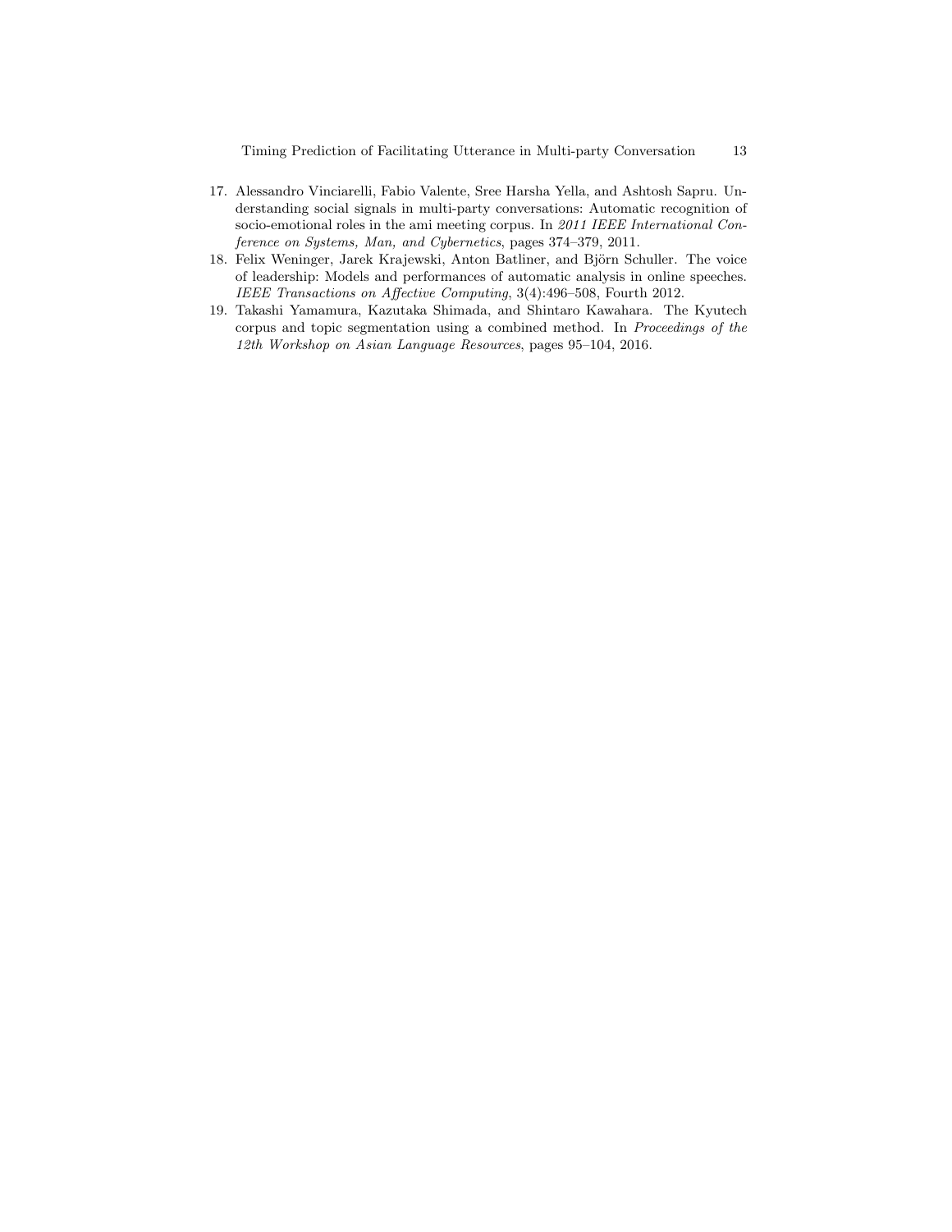17. Alessandro Vinciarelli, Fabio Valente, Sree Harsha Yella, and Ashtosh Sapru. Understanding social signals in multi-party conversations: Automatic recognition of socio-emotional roles in the ami meeting corpus. In *2011 IEEE International Conference on Systems, Man, and Cybernetics*, pages 374–379, 2011.
18. Felix Weninger, Jarek Krajewski, Anton Batliner, and Björn Schuller. The voice of leadership: Models and performances of automatic analysis in online speeches. *IEEE Transactions on Affective Computing*, 3(4):496–508, Fourth 2012.
19. Takashi Yamamura, Kazutaka Shimada, and Shintaro Kawahara. The Kyutech corpus and topic segmentation using a combined method. In *Proceedings of the 12th Workshop on Asian Language Resources*, pages 95–104, 2016.